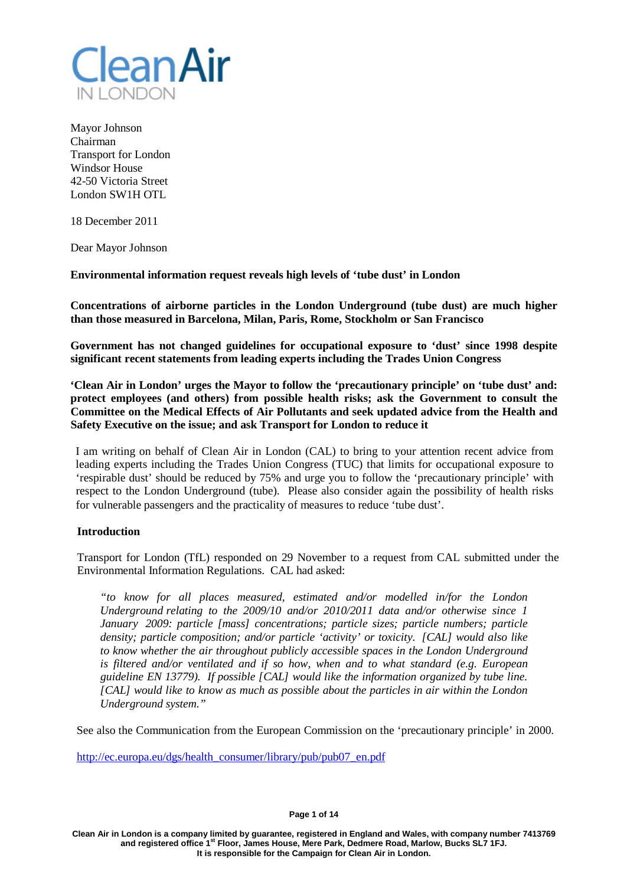Clean Air IN LONDON

Mayor Johnson
Chairman
Transport for London
Windsor House
42-50 Victoria Street
London SW1H OTL

18 December 2011

Dear Mayor Johnson

**Environmental information request reveals high levels of 'tube dust' in London**

**Concentrations of airborne particles in the London Underground (tube dust) are much higher than those measured in Barcelona, Milan, Paris, Rome, Stockholm or San Francisco**

**Government has not changed guidelines for occupational exposure to 'dust' since 1998 despite significant recent statements from leading experts including the Trades Union Congress**

**'Clean Air in London' urges the Mayor to follow the 'precautionary principle' on 'tube dust' and: protect employees (and others) from possible health risks; ask the Government to consult the Committee on the Medical Effects of Air Pollutants and seek updated advice from the Health and Safety Executive on the issue; and ask Transport for London to reduce it**

I am writing on behalf of Clean Air in London (CAL) to bring to your attention recent advice from leading experts including the Trades Union Congress (TUC) that limits for occupational exposure to 'respirable dust' should be reduced by 75% and urge you to follow the 'precautionary principle' with respect to the London Underground (tube). Please also consider again the possibility of health risks for vulnerable passengers and the practicality of measures to reduce 'tube dust'.

## Introduction

Transport for London (TfL) responded on 29 November to a request from CAL submitted under the Environmental Information Regulations. CAL had asked:

*"to know for all places measured, estimated and/or modelled in/for the London Underground relating to the 2009/10 and/or 2010/2011 data and/or otherwise since 1 January 2009: particle [mass] concentrations; particle sizes; particle numbers; particle density; particle composition; and/or particle 'activity' or toxicity. [CAL] would also like to know whether the air throughout publicly accessible spaces in the London Underground is filtered and/or ventilated and if so how, when and to what standard (e.g. European guideline EN 13779). If possible [CAL] would like the information organized by tube line. [CAL] would like to know as much as possible about the particles in air within the London Underground system."*

See also the Communication from the European Commission on the 'precautionary principle' in 2000.

http://ec.europa.eu/dgs/health_consumer/library/pub/pub07_en.pdf

Clean Air in London is a company limited by guarantee, registered in England and Wales, with company number 7413769 and registered office 1st Floor, James House, Mere Park, Dedmere Road, Marlow, Bucks SL7 1FJ. It is responsible for the Campaign for Clean Air in London.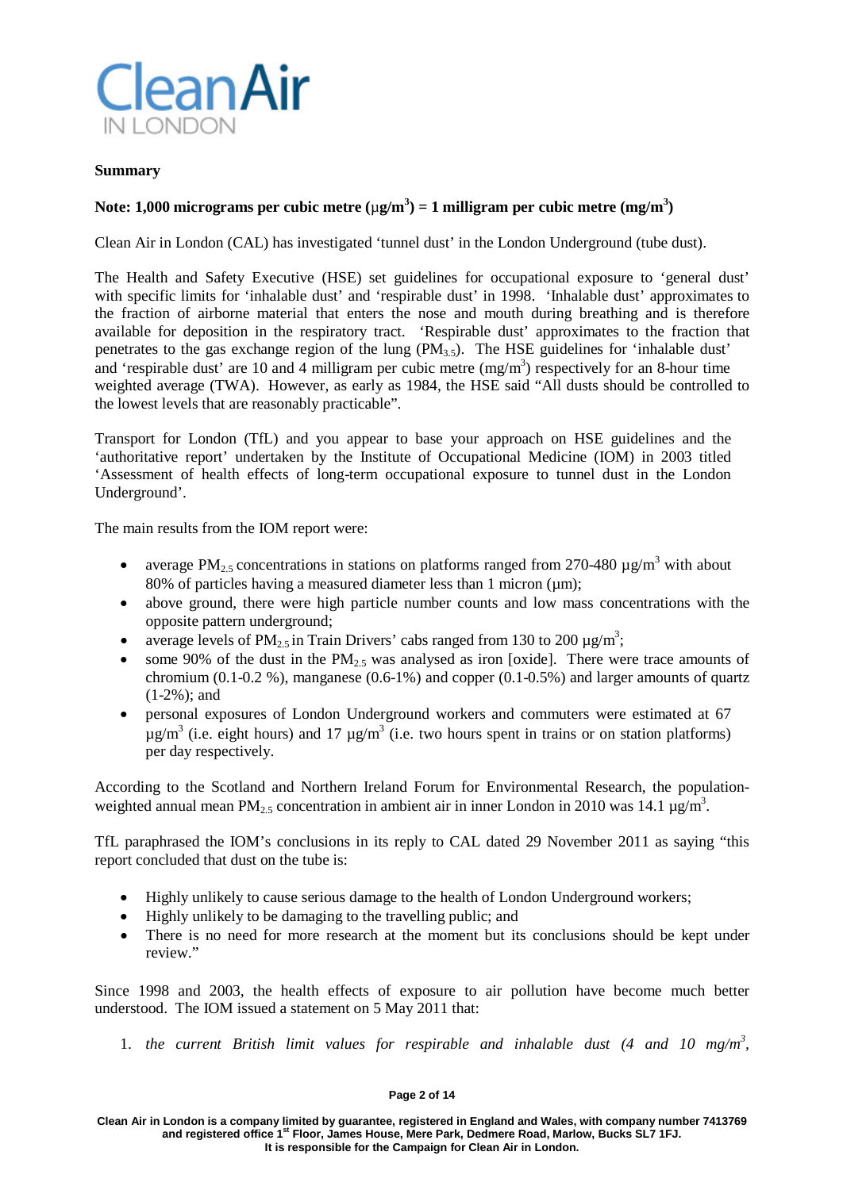**Summary**

**Note: 1,000 micrograms per cubic metre ($\mu g/m^3$) = 1 milligram per cubic metre ($mg/m^3$)**

Clean Air in London (CAL) has investigated 'tunnel dust' in the London Underground (tube dust).

The Health and Safety Executive (HSE) set guidelines for occupational exposure to 'general dust' with specific limits for 'inhalable dust' and 'respirable dust' in 1998. 'Inhalable dust' approximates to the fraction of airborne material that enters the nose and mouth during breathing and is therefore available for deposition in the respiratory tract. 'Respirable dust' approximates to the fraction that penetrates to the gas exchange region of the lung ($PM_{3.5}$). The HSE guidelines for 'inhalable dust' and 'respirable dust' are 10 and 4 milligram per cubic metre ($mg/m^3$) respectively for an 8-hour time weighted average (TWA). However, as early as 1984, the HSE said "All dusts should be controlled to the lowest levels that are reasonably practicable".

Transport for London (TfL) and you appear to base your approach on HSE guidelines and the 'authoritative report' undertaken by the Institute of Occupational Medicine (IOM) in 2003 titled 'Assessment of health effects of long-term occupational exposure to tunnel dust in the London Underground'.

The main results from the IOM report were:

- average $PM_{2.5}$ concentrations in stations on platforms ranged from 270-480 $\mu g/m^3$ with about 80% of particles having a measured diameter less than 1 micron ($\mu m$);
- above ground, there were high particle number counts and low mass concentrations with the opposite pattern underground;
- average levels of $PM_{2.5}$ in Train Drivers' cabs ranged from 130 to 200 $\mu g/m^3$;
- some 90% of the dust in the $PM_{2.5}$ was analysed as iron [oxide]. There were trace amounts of chromium (0.1-0.2 %), manganese (0.6-1%) and copper (0.1-0.5%) and larger amounts of quartz (1-2%); and
- personal exposures of London Underground workers and commuters were estimated at 67 $\mu g/m^3$ (i.e. eight hours) and 17 $\mu g/m^3$ (i.e. two hours spent in trains or on station platforms) per day respectively.

According to the Scotland and Northern Ireland Forum for Environmental Research, the population-weighted annual mean $PM_{2.5}$ concentration in ambient air in inner London in 2010 was 14.1 $\mu g/m^3$.

TfL paraphrased the IOM's conclusions in its reply to CAL dated 29 November 2011 as saying "this report concluded that dust on the tube is:

- Highly unlikely to cause serious damage to the health of London Underground workers;
- Highly unlikely to be damaging to the travelling public; and
- There is no need for more research at the moment but its conclusions should be kept under review."

Since 1998 and 2003, the health effects of exposure to air pollution have become much better understood. The IOM issued a statement on 5 May 2011 that:

1. *the current British limit values for respirable and inhalable dust (4 and 10 $mg/m^3$,*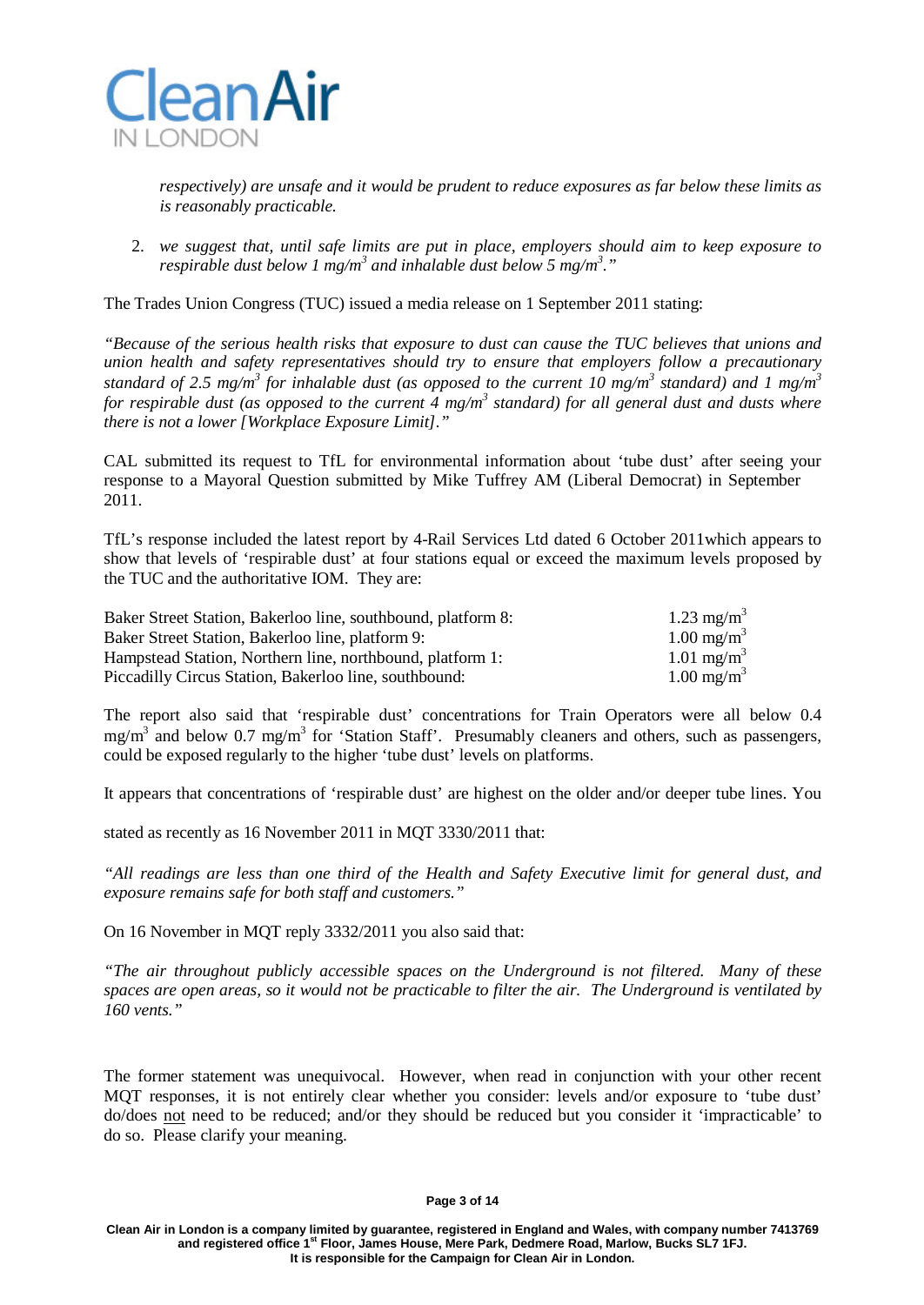*respectively) are unsafe and it would be prudent to reduce exposures as far below these limits as is reasonably practicable.*

2. *we suggest that, until safe limits are put in place, employers should aim to keep exposure to respirable dust below 1 mg/m$^3$ and inhalable dust below 5 mg/m$^3$."*

The Trades Union Congress (TUC) issued a media release on 1 September 2011 stating:

*"Because of the serious health risks that exposure to dust can cause the TUC believes that unions and union health and safety representatives should try to ensure that employers follow a precautionary standard of 2.5 mg/m$^3$ for inhalable dust (as opposed to the current 10 mg/m$^3$ standard) and 1 mg/m$^3$ for respirable dust (as opposed to the current 4 mg/m$^3$ standard) for all general dust and dusts where there is not a lower [Workplace Exposure Limit]."*

CAL submitted its request to TfL for environmental information about 'tube dust' after seeing your response to a Mayoral Question submitted by Mike Tuffrey AM (Liberal Democrat) in September 2011.

TfL's response included the latest report by 4-Rail Services Ltd dated 6 October 2011which appears to show that levels of 'respirable dust' at four stations equal or exceed the maximum levels proposed by the TUC and the authoritative IOM. They are:

| | |
|---|---|
| Baker Street Station, Bakerloo line, southbound, platform 8: | 1.23 mg/m$^3$ |
| Baker Street Station, Bakerloo line, platform 9: | 1.00 mg/m$^3$ |
| Hampstead Station, Northern line, northbound, platform 1: | 1.01 mg/m$^3$ |
| Piccadilly Circus Station, Bakerloo line, southbound: | 1.00 mg/m$^3$ |

The report also said that 'respirable dust' concentrations for Train Operators were all below 0.4 mg/m$^3$ and below 0.7 mg/m$^3$ for 'Station Staff'. Presumably cleaners and others, such as passengers, could be exposed regularly to the higher 'tube dust' levels on platforms.

It appears that concentrations of 'respirable dust' are highest on the older and/or deeper tube lines. You stated as recently as 16 November 2011 in MQT 3330/2011 that:

*"All readings are less than one third of the Health and Safety Executive limit for general dust, and exposure remains safe for both staff and customers."*

On 16 November in MQT reply 3332/2011 you also said that:

*"The air throughout publicly accessible spaces on the Underground is not filtered. Many of these spaces are open areas, so it would not be practicable to filter the air. The Underground is ventilated by 160 vents."*

The former statement was unequivocal. However, when read in conjunction with your other recent MQT responses, it is not entirely clear whether you consider: levels and/or exposure to 'tube dust' do/does not need to be reduced; and/or they should be reduced but you consider it 'impracticable' to do so. Please clarify your meaning.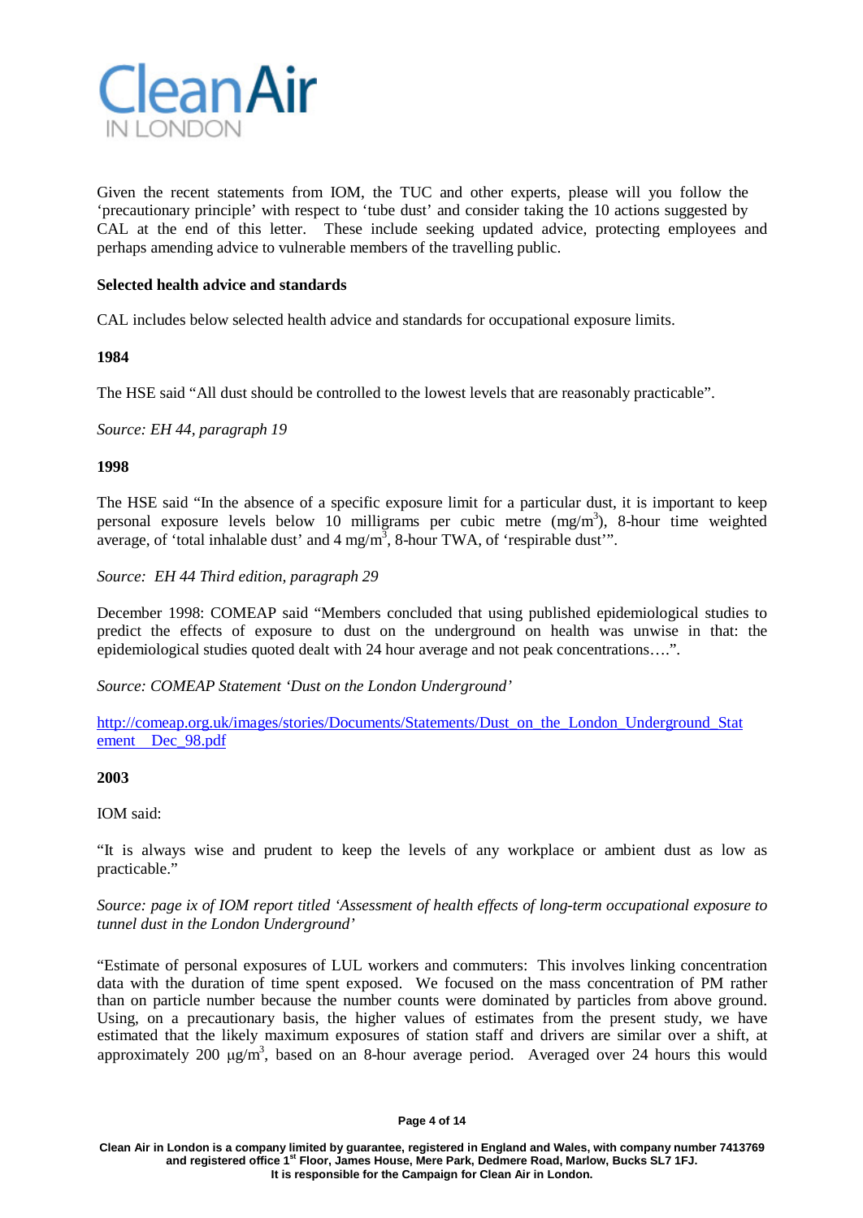Given the recent statements from IOM, the TUC and other experts, please will you follow the 'precautionary principle' with respect to 'tube dust' and consider taking the 10 actions suggested by CAL at the end of this letter. These include seeking updated advice, protecting employees and perhaps amending advice to vulnerable members of the travelling public.

**Selected health advice and standards**

CAL includes below selected health advice and standards for occupational exposure limits.

**1984**

The HSE said "All dust should be controlled to the lowest levels that are reasonably practicable".

*Source: EH 44, paragraph 19*

**1998**

The HSE said "In the absence of a specific exposure limit for a particular dust, it is important to keep personal exposure levels below 10 milligrams per cubic metre ($mg/m^3$), 8-hour time weighted average, of 'total inhalable dust' and 4 $mg/m^3$, 8-hour TWA, of 'respirable dust'".

*Source: EH 44 Third edition, paragraph 29*

December 1998: COMEAP said "Members concluded that using published epidemiological studies to predict the effects of exposure to dust on the underground on health was unwise in that: the epidemiological studies quoted dealt with 24 hour average and not peak concentrations….".

*Source: COMEAP Statement 'Dust on the London Underground'*

http://comeap.org.uk/images/stories/Documents/Statements/Dust_on_the_London_Underground_Statement__Dec_98.pdf

**2003**

IOM said:

"It is always wise and prudent to keep the levels of any workplace or ambient dust as low as practicable."

*Source: page ix of IOM report titled 'Assessment of health effects of long-term occupational exposure to tunnel dust in the London Underground'*

"Estimate of personal exposures of LUL workers and commuters: This involves linking concentration data with the duration of time spent exposed. We focused on the mass concentration of PM rather than on particle number because the number counts were dominated by particles from above ground. Using, on a precautionary basis, the higher values of estimates from the present study, we have estimated that the likely maximum exposures of station staff and drivers are similar over a shift, at approximately 200 $\mu g/m^3$, based on an 8-hour average period. Averaged over 24 hours this would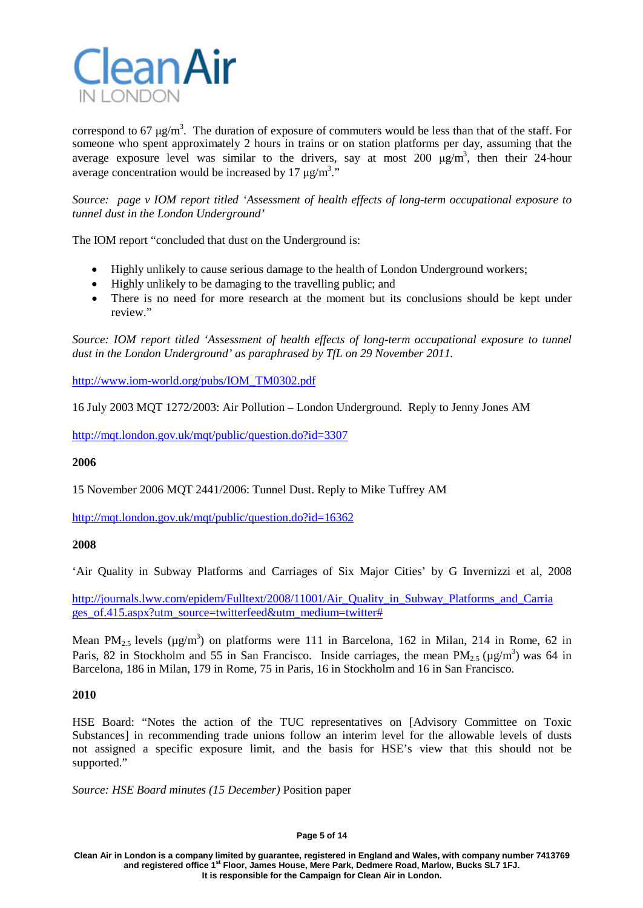correspond to 67 μg/m$^3$. The duration of exposure of commuters would be less than that of the staff. For someone who spent approximately 2 hours in trains or on station platforms per day, assuming that the average exposure level was similar to the drivers, say at most 200 μg/m$^3$, then their 24-hour average concentration would be increased by 17 μg/m$^3$."

*Source: page v IOM report titled 'Assessment of health effects of long-term occupational exposure to tunnel dust in the London Underground'*

The IOM report "concluded that dust on the Underground is:

- Highly unlikely to cause serious damage to the health of London Underground workers;
- Highly unlikely to be damaging to the travelling public; and
- There is no need for more research at the moment but its conclusions should be kept under review."

*Source: IOM report titled 'Assessment of health effects of long-term occupational exposure to tunnel dust in the London Underground' as paraphrased by TfL on 29 November 2011.*

http://www.iom-world.org/pubs/IOM_TM0302.pdf

16 July 2003 MQT 1272/2003: Air Pollution – London Underground. Reply to Jenny Jones AM

http://mqt.london.gov.uk/mqt/public/question.do?id=3307

**2006**

15 November 2006 MQT 2441/2006: Tunnel Dust. Reply to Mike Tuffrey AM

http://mqt.london.gov.uk/mqt/public/question.do?id=16362

**2008**

'Air Quality in Subway Platforms and Carriages of Six Major Cities' by G Invernizzi et al, 2008

http://journals.lww.com/epidem/Fulltext/2008/11001/Air_Quality_in_Subway_Platforms_and_Carriages_of.415.aspx?utm_source=twitterfeed&utm_medium=twitter#

Mean $PM_{2.5}$ levels (μg/m$^3$) on platforms were 111 in Barcelona, 162 in Milan, 214 in Rome, 62 in Paris, 82 in Stockholm and 55 in San Francisco. Inside carriages, the mean $PM_{2.5}$ (μg/m$^3$) was 64 in Barcelona, 186 in Milan, 179 in Rome, 75 in Paris, 16 in Stockholm and 16 in San Francisco.

**2010**

HSE Board: "Notes the action of the TUC representatives on [Advisory Committee on Toxic Substances] in recommending trade unions follow an interim level for the allowable levels of dusts not assigned a specific exposure limit, and the basis for HSE's view that this should not be supported."

*Source: HSE Board minutes (15 December)* Position paper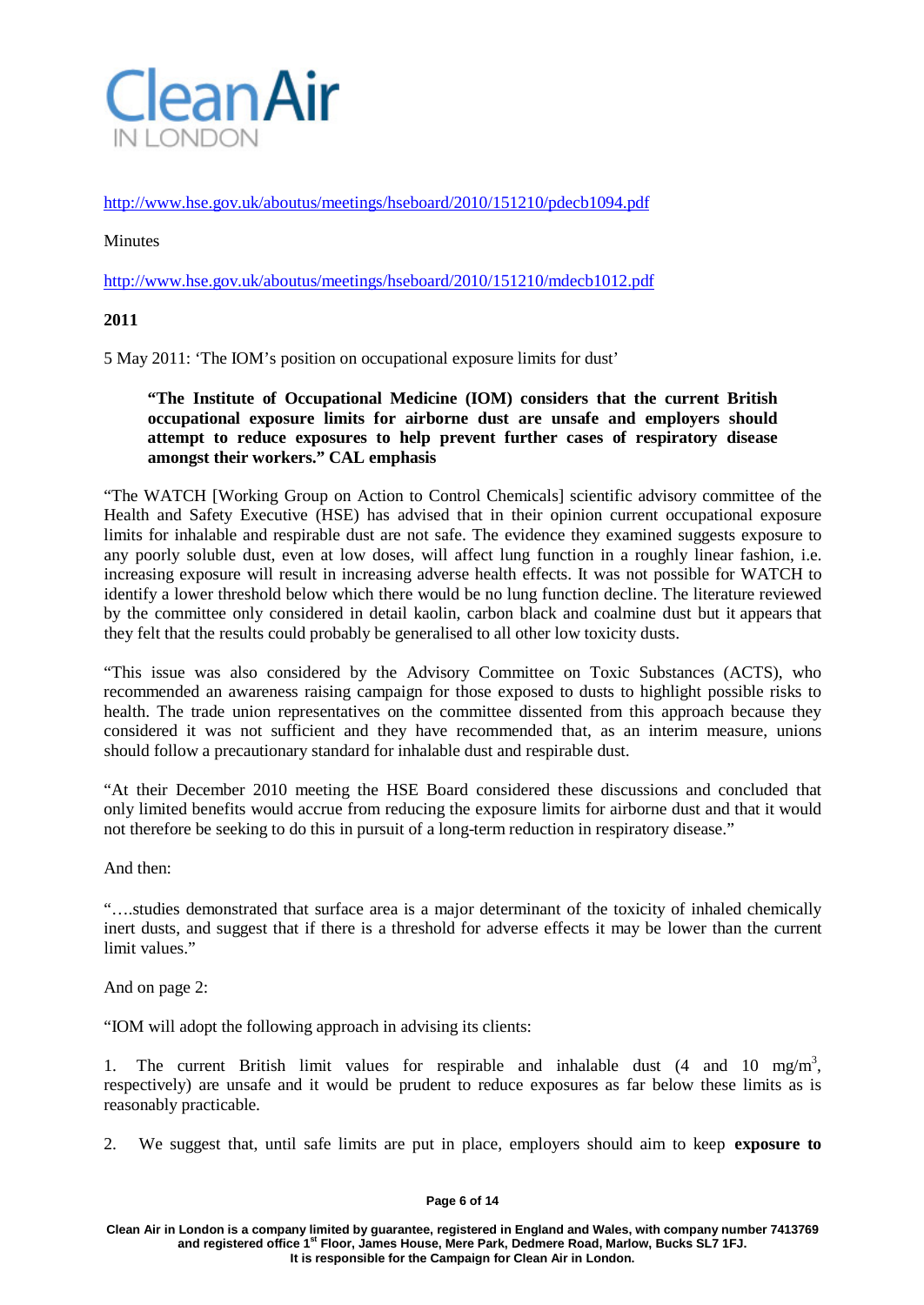http://www.hse.gov.uk/aboutus/meetings/hseboard/2010/151210/pdecb1094.pdf

Minutes

http://www.hse.gov.uk/aboutus/meetings/hseboard/2010/151210/mdecb1012.pdf

**2011**

5 May 2011: 'The IOM's position on occupational exposure limits for dust'

> **"The Institute of Occupational Medicine (IOM) considers that the current British occupational exposure limits for airborne dust are unsafe and employers should attempt to reduce exposures to help prevent further cases of respiratory disease amongst their workers." CAL emphasis**

"The WATCH [Working Group on Action to Control Chemicals] scientific advisory committee of the Health and Safety Executive (HSE) has advised that in their opinion current occupational exposure limits for inhalable and respirable dust are not safe. The evidence they examined suggests exposure to any poorly soluble dust, even at low doses, will affect lung function in a roughly linear fashion, i.e. increasing exposure will result in increasing adverse health effects. It was not possible for WATCH to identify a lower threshold below which there would be no lung function decline. The literature reviewed by the committee only considered in detail kaolin, carbon black and coalmine dust but it appears that they felt that the results could probably be generalised to all other low toxicity dusts.

"This issue was also considered by the Advisory Committee on Toxic Substances (ACTS), who recommended an awareness raising campaign for those exposed to dusts to highlight possible risks to health. The trade union representatives on the committee dissented from this approach because they considered it was not sufficient and they have recommended that, as an interim measure, unions should follow a precautionary standard for inhalable dust and respirable dust.

"At their December 2010 meeting the HSE Board considered these discussions and concluded that only limited benefits would accrue from reducing the exposure limits for airborne dust and that it would not therefore be seeking to do this in pursuit of a long-term reduction in respiratory disease."

And then:

"….studies demonstrated that surface area is a major determinant of the toxicity of inhaled chemically inert dusts, and suggest that if there is a threshold for adverse effects it may be lower than the current limit values."

And on page 2:

"IOM will adopt the following approach in advising its clients:

1. The current British limit values for respirable and inhalable dust (4 and 10 $mg/m^3$, respectively) are unsafe and it would be prudent to reduce exposures as far below these limits as is reasonably practicable.

2. We suggest that, until safe limits are put in place, employers should aim to keep **exposure to**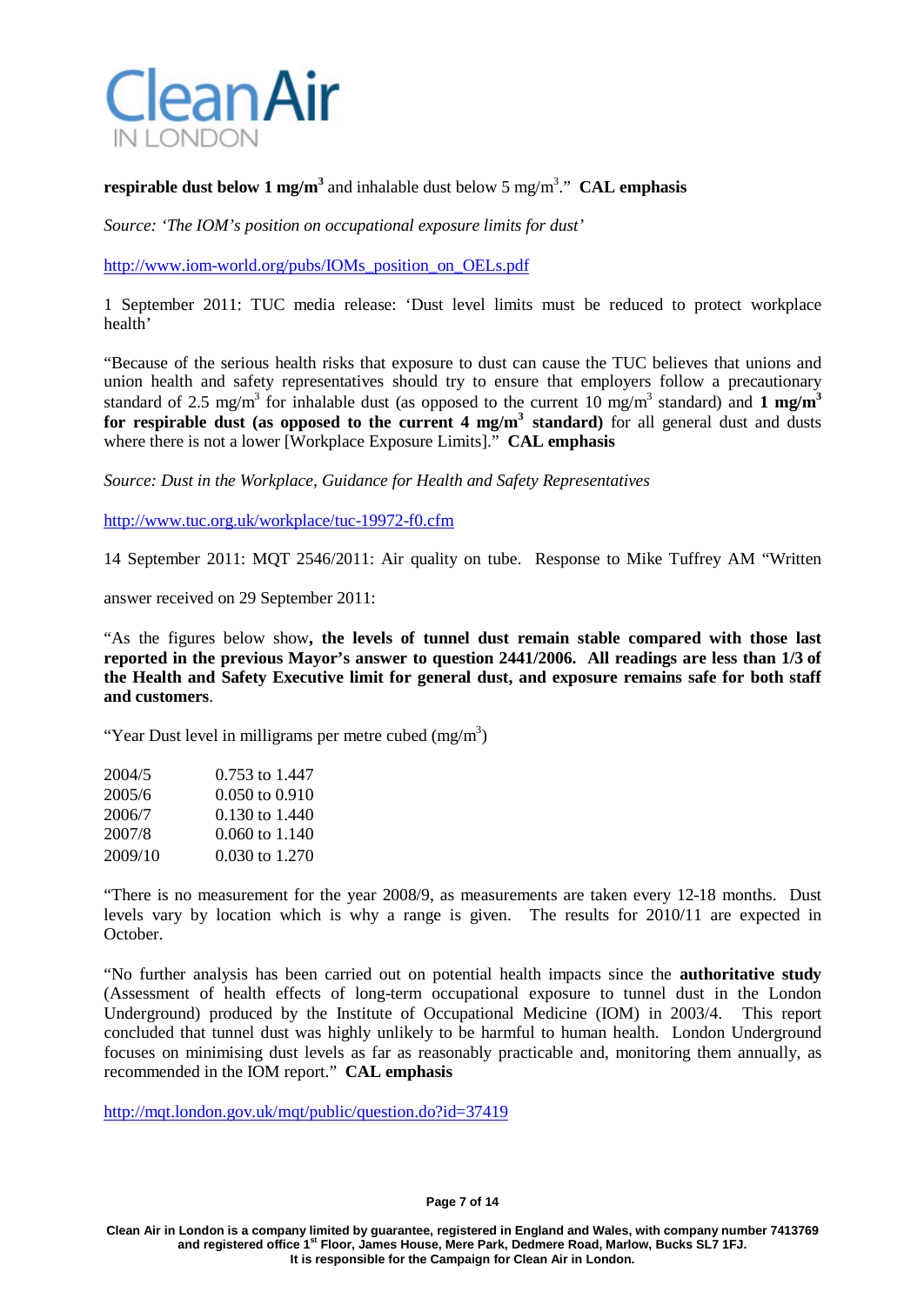**respirable dust below 1 mg/m$^3$** and inhalable dust below 5 mg/m$^3$." **CAL emphasis**

*Source: 'The IOM's position on occupational exposure limits for dust'*

http://www.iom-world.org/pubs/IOMs_position_on_OELs.pdf

1 September 2011: TUC media release: 'Dust level limits must be reduced to protect workplace health'

"Because of the serious health risks that exposure to dust can cause the TUC believes that unions and union health and safety representatives should try to ensure that employers follow a precautionary standard of 2.5 mg/m$^3$ for inhalable dust (as opposed to the current 10 mg/m$^3$ standard) and **1 mg/m$^3$ for respirable dust (as opposed to the current 4 mg/m$^3$ standard)** for all general dust and dusts where there is not a lower [Workplace Exposure Limits]." **CAL emphasis**

*Source: Dust in the Workplace, Guidance for Health and Safety Representatives*

http://www.tuc.org.uk/workplace/tuc-19972-f0.cfm

14 September 2011: MQT 2546/2011: Air quality on tube. Response to Mike Tuffrey AM "Written

answer received on 29 September 2011:

"As the figures below show**, the levels of tunnel dust remain stable compared with those last reported in the previous Mayor's answer to question 2441/2006. All readings are less than 1/3 of the Health and Safety Executive limit for general dust, and exposure remains safe for both staff and customers**.

"Year Dust level in milligrams per metre cubed (mg/m$^3$)

| | |
|---|---|
| 2004/5 | 0.753 to 1.447 |
| 2005/6 | 0.050 to 0.910 |
| 2006/7 | 0.130 to 1.440 |
| 2007/8 | 0.060 to 1.140 |
| 2009/10 | 0.030 to 1.270 |

"There is no measurement for the year 2008/9, as measurements are taken every 12-18 months. Dust levels vary by location which is why a range is given. The results for 2010/11 are expected in October.

"No further analysis has been carried out on potential health impacts since the **authoritative study** (Assessment of health effects of long-term occupational exposure to tunnel dust in the London Underground) produced by the Institute of Occupational Medicine (IOM) in 2003/4. This report concluded that tunnel dust was highly unlikely to be harmful to human health. London Underground focuses on minimising dust levels as far as reasonably practicable and, monitoring them annually, as recommended in the IOM report." **CAL emphasis**

http://mqt.london.gov.uk/mqt/public/question.do?id=37419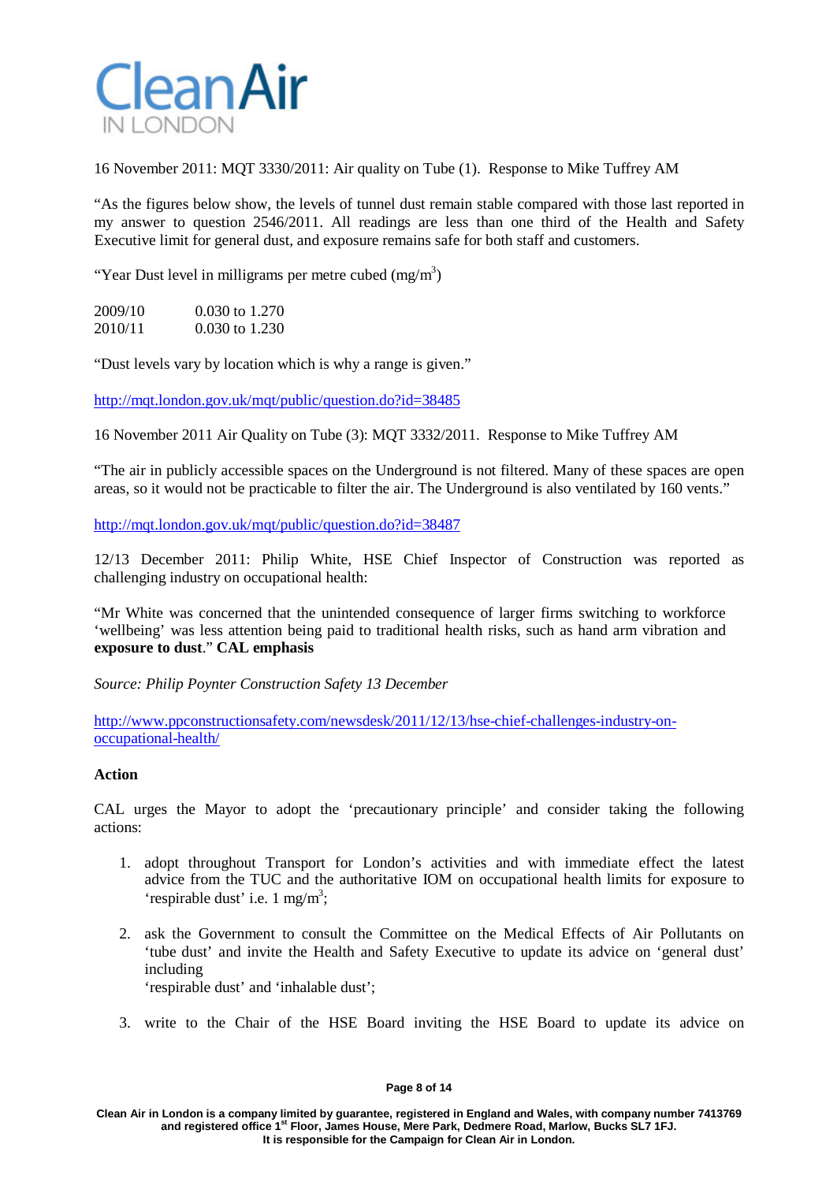16 November 2011: MQT 3330/2011: Air quality on Tube (1). Response to Mike Tuffrey AM

"As the figures below show, the levels of tunnel dust remain stable compared with those last reported in my answer to question 2546/2011. All readings are less than one third of the Health and Safety Executive limit for general dust, and exposure remains safe for both staff and customers.

"Year Dust level in milligrams per metre cubed ($mg/m^3$)

| | |
|---|---|
| 2009/10 | 0.030 to 1.270 |
| 2010/11 | 0.030 to 1.230 |

"Dust levels vary by location which is why a range is given."

http://mqt.london.gov.uk/mqt/public/question.do?id=38485

16 November 2011 Air Quality on Tube (3): MQT 3332/2011. Response to Mike Tuffrey AM

"The air in publicly accessible spaces on the Underground is not filtered. Many of these spaces are open areas, so it would not be practicable to filter the air. The Underground is also ventilated by 160 vents."

http://mqt.london.gov.uk/mqt/public/question.do?id=38487

12/13 December 2011: Philip White, HSE Chief Inspector of Construction was reported as challenging industry on occupational health:

"Mr White was concerned that the unintended consequence of larger firms switching to workforce 'wellbeing' was less attention being paid to traditional health risks, such as hand arm vibration and **exposure to dust**." **CAL emphasis**

*Source: Philip Poynter Construction Safety 13 December*

http://www.ppconstructionsafety.com/newsdesk/2011/12/13/hse-chief-challenges-industry-on-occupational-health/

**Action**

CAL urges the Mayor to adopt the 'precautionary principle' and consider taking the following actions:

1. adopt throughout Transport for London's activities and with immediate effect the latest advice from the TUC and the authoritative IOM on occupational health limits for exposure to 'respirable dust' i.e. 1 $mg/m^3$;

2. ask the Government to consult the Committee on the Medical Effects of Air Pollutants on 'tube dust' and invite the Health and Safety Executive to update its advice on 'general dust' including 'respirable dust' and 'inhalable dust';

3. write to the Chair of the HSE Board inviting the HSE Board to update its advice on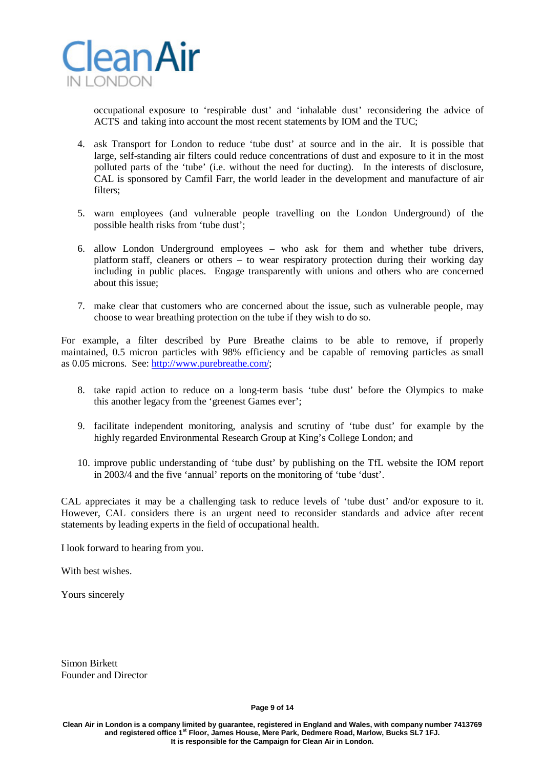occupational exposure to 'respirable dust' and 'inhalable dust' reconsidering the advice of ACTS and taking into account the most recent statements by IOM and the TUC;

4. ask Transport for London to reduce 'tube dust' at source and in the air. It is possible that large, self-standing air filters could reduce concentrations of dust and exposure to it in the most polluted parts of the 'tube' (i.e. without the need for ducting). In the interests of disclosure, CAL is sponsored by Camfil Farr, the world leader in the development and manufacture of air filters;

5. warn employees (and vulnerable people travelling on the London Underground) of the possible health risks from 'tube dust';

6. allow London Underground employees – who ask for them and whether tube drivers, platform staff, cleaners or others – to wear respiratory protection during their working day including in public places. Engage transparently with unions and others who are concerned about this issue;

7. make clear that customers who are concerned about the issue, such as vulnerable people, may choose to wear breathing protection on the tube if they wish to do so.

For example, a filter described by Pure Breathe claims to be able to remove, if properly maintained, 0.5 micron particles with 98% efficiency and be capable of removing particles as small as 0.05 microns. See: http://www.purebreathe.com/;

8. take rapid action to reduce on a long-term basis 'tube dust' before the Olympics to make this another legacy from the 'greenest Games ever';

9. facilitate independent monitoring, analysis and scrutiny of 'tube dust' for example by the highly regarded Environmental Research Group at King's College London; and

10. improve public understanding of 'tube dust' by publishing on the TfL website the IOM report in 2003/4 and the five 'annual' reports on the monitoring of 'tube 'dust'.

CAL appreciates it may be a challenging task to reduce levels of 'tube dust' and/or exposure to it. However, CAL considers there is an urgent need to reconsider standards and advice after recent statements by leading experts in the field of occupational health.

I look forward to hearing from you.

With best wishes.

Yours sincerely

Simon Birkett
Founder and Director

**Clean Air in London is a company limited by guarantee, registered in England and Wales, with company number 7413769 and registered office 1st Floor, James House, Mere Park, Dedmere Road, Marlow, Bucks SL7 1FJ.
It is responsible for the Campaign for Clean Air in London.**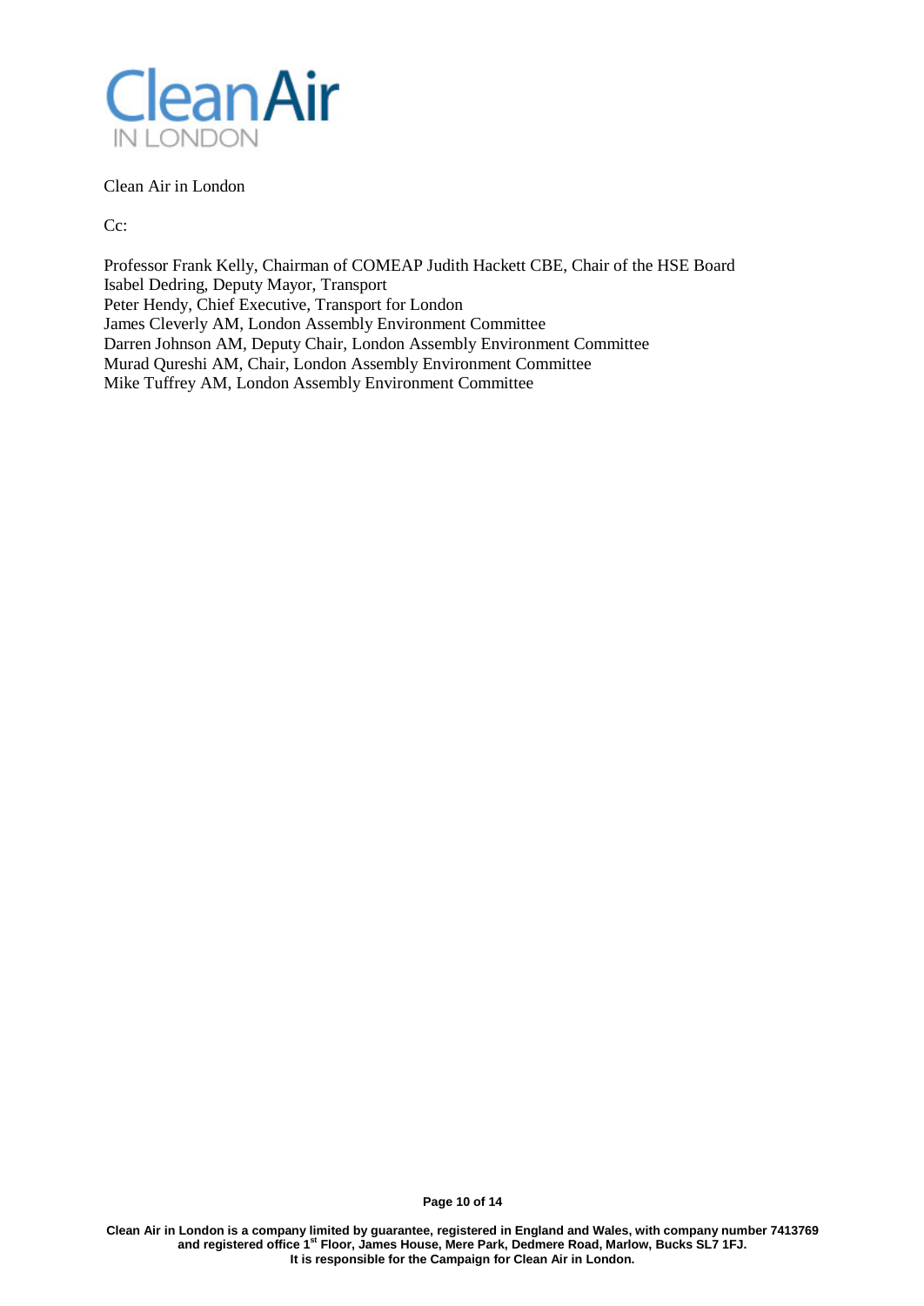Clean Air in London

Cc:

Professor Frank Kelly, Chairman of COMEAP Judith Hackett CBE, Chair of the HSE Board
Isabel Dedring, Deputy Mayor, Transport
Peter Hendy, Chief Executive, Transport for London
James Cleverly AM, London Assembly Environment Committee
Darren Johnson AM, Deputy Chair, London Assembly Environment Committee
Murad Qureshi AM, Chair, London Assembly Environment Committee
Mike Tuffrey AM, London Assembly Environment Committee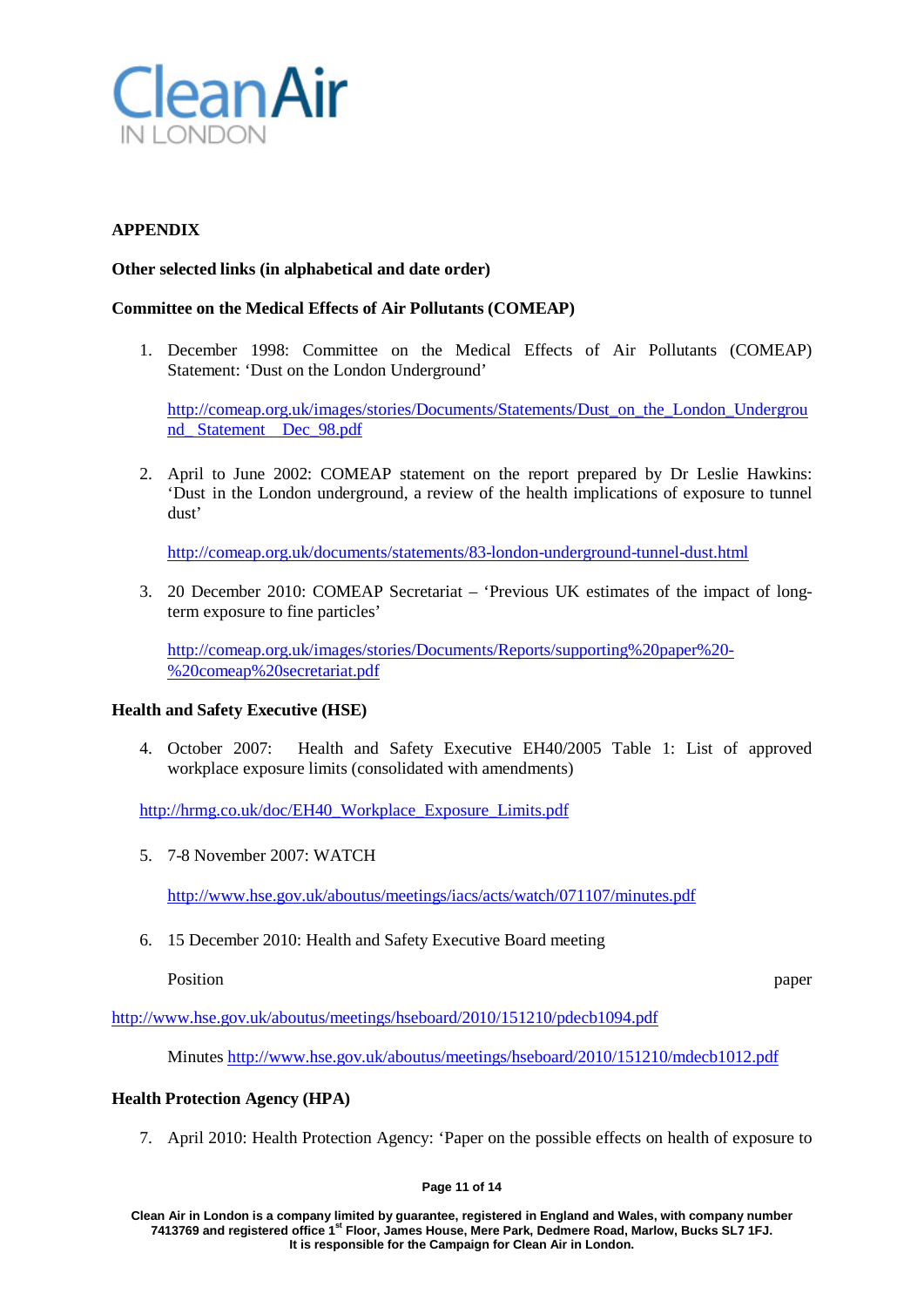## APPENDIX

**Other selected links (in alphabetical and date order)**

**Committee on the Medical Effects of Air Pollutants (COMEAP)**

1. December 1998: Committee on the Medical Effects of Air Pollutants (COMEAP) Statement: 'Dust on the London Underground'

   http://comeap.org.uk/images/stories/Documents/Statements/Dust_on_the_London_Underground_Statement__Dec_98.pdf

2. April to June 2002: COMEAP statement on the report prepared by Dr Leslie Hawkins: 'Dust in the London underground, a review of the health implications of exposure to tunnel dust'

   http://comeap.org.uk/documents/statements/83-london-underground-tunnel-dust.html

3. 20 December 2010: COMEAP Secretariat – 'Previous UK estimates of the impact of long-term exposure to fine particles'

   http://comeap.org.uk/images/stories/Documents/Reports/supporting%20paper%20-%20comeap%20secretariat.pdf

**Health and Safety Executive (HSE)**

4. October 2007: Health and Safety Executive EH40/2005 Table 1: List of approved workplace exposure limits (consolidated with amendments)

   http://hrmg.co.uk/doc/EH40_Workplace_Exposure_Limits.pdf

5. 7-8 November 2007: WATCH

   http://www.hse.gov.uk/aboutus/meetings/iacs/acts/watch/071107/minutes.pdf

6. 15 December 2010: Health and Safety Executive Board meeting

   Position paper http://www.hse.gov.uk/aboutus/meetings/hseboard/2010/151210/pdecb1094.pdf

   Minutes http://www.hse.gov.uk/aboutus/meetings/hseboard/2010/151210/mdecb1012.pdf

**Health Protection Agency (HPA)**

7. April 2010: Health Protection Agency: 'Paper on the possible effects on health of exposure to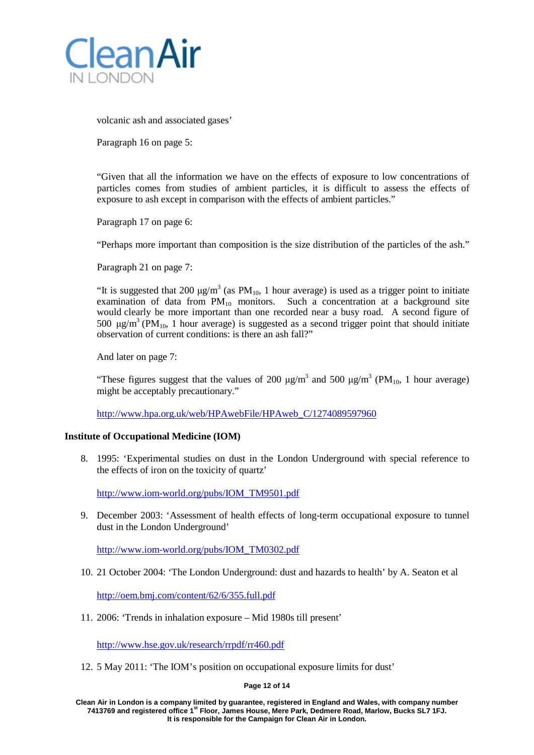volcanic ash and associated gases'

Paragraph 16 on page 5:

"Given that all the information we have on the effects of exposure to low concentrations of particles comes from studies of ambient particles, it is difficult to assess the effects of exposure to ash except in comparison with the effects of ambient particles."

Paragraph 17 on page 6:

"Perhaps more important than composition is the size distribution of the particles of the ash."

Paragraph 21 on page 7:

"It is suggested that 200 $\mu g/m^3$ (as $PM_{10}$, 1 hour average) is used as a trigger point to initiate examination of data from $PM_{10}$ monitors. Such a concentration at a background site would clearly be more important than one recorded near a busy road. A second figure of 500 $\mu g/m^3$ ($PM_{10}$, 1 hour average) is suggested as a second trigger point that should initiate observation of current conditions: is there an ash fall?"

And later on page 7:

"These figures suggest that the values of 200 $\mu g/m^3$ and 500 $\mu g/m^3$ ($PM_{10}$, 1 hour average) might be acceptably precautionary."

http://www.hpa.org.uk/web/HPAwebFile/HPAweb_C/1274089597960

**Institute of Occupational Medicine (IOM)**

8. 1995: 'Experimental studies on dust in the London Underground with special reference to the effects of iron on the toxicity of quartz'

   http://www.iom-world.org/pubs/IOM_TM9501.pdf

9. December 2003: 'Assessment of health effects of long-term occupational exposure to tunnel dust in the London Underground'

   http://www.iom-world.org/pubs/IOM_TM0302.pdf

10. 21 October 2004: 'The London Underground: dust and hazards to health' by A. Seaton et al

    http://oem.bmj.com/content/62/6/355.full.pdf

11. 2006: 'Trends in inhalation exposure – Mid 1980s till present'

    http://www.hse.gov.uk/research/rrpdf/rr460.pdf

12. 5 May 2011: 'The IOM's position on occupational exposure limits for dust'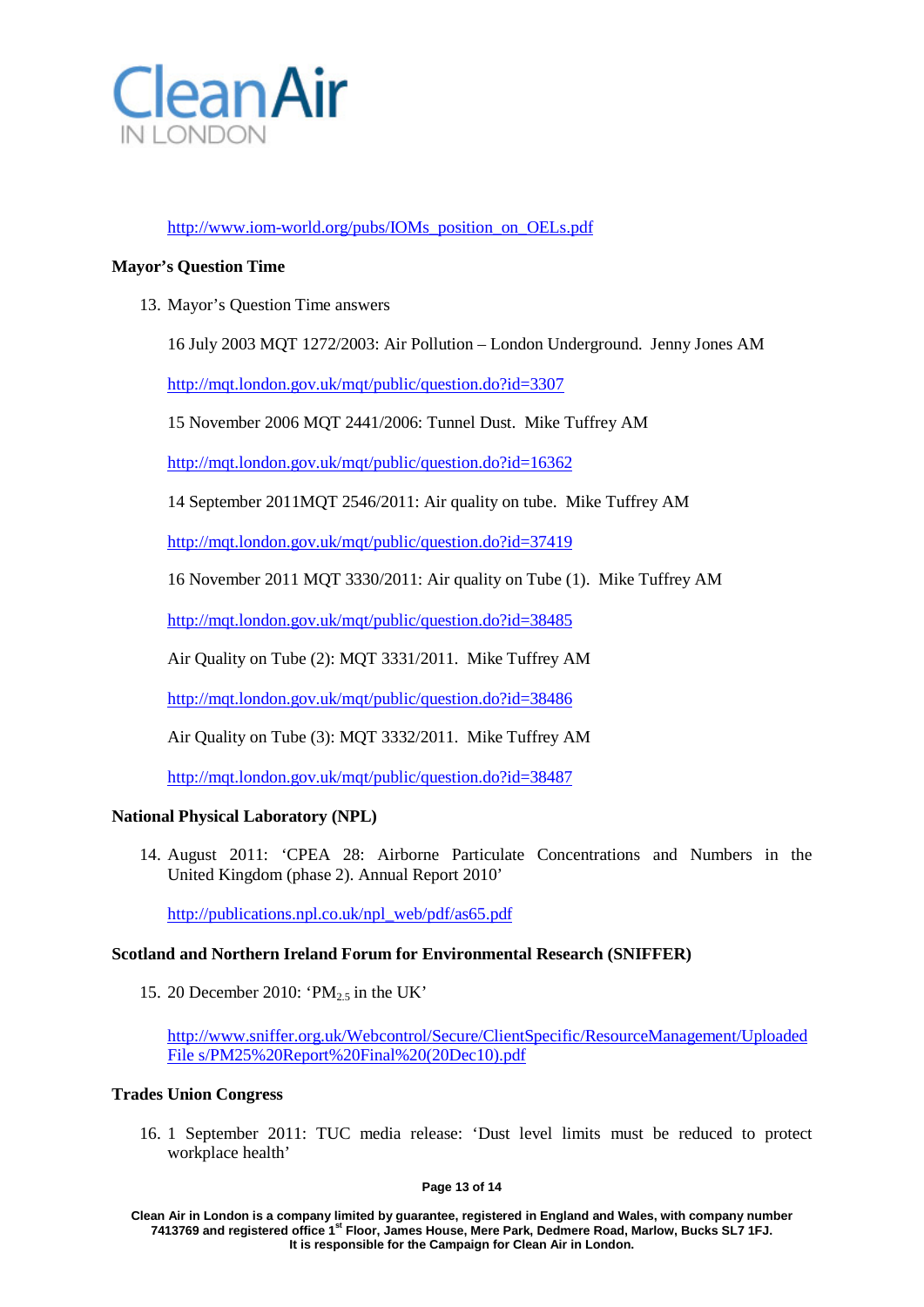http://www.iom-world.org/pubs/IOMs_position_on_OELs.pdf

**Mayor's Question Time**

13. Mayor's Question Time answers

    16 July 2003 MQT 1272/2003: Air Pollution – London Underground. Jenny Jones AM

    http://mqt.london.gov.uk/mqt/public/question.do?id=3307

    15 November 2006 MQT 2441/2006: Tunnel Dust. Mike Tuffrey AM

    http://mqt.london.gov.uk/mqt/public/question.do?id=16362

    14 September 2011MQT 2546/2011: Air quality on tube. Mike Tuffrey AM

    http://mqt.london.gov.uk/mqt/public/question.do?id=37419

    16 November 2011 MQT 3330/2011: Air quality on Tube (1). Mike Tuffrey AM

    http://mqt.london.gov.uk/mqt/public/question.do?id=38485

    Air Quality on Tube (2): MQT 3331/2011. Mike Tuffrey AM

    http://mqt.london.gov.uk/mqt/public/question.do?id=38486

    Air Quality on Tube (3): MQT 3332/2011. Mike Tuffrey AM

    http://mqt.london.gov.uk/mqt/public/question.do?id=38487

**National Physical Laboratory (NPL)**

14. August 2011: 'CPEA 28: Airborne Particulate Concentrations and Numbers in the United Kingdom (phase 2). Annual Report 2010'

    http://publications.npl.co.uk/npl_web/pdf/as65.pdf

**Scotland and Northern Ireland Forum for Environmental Research (SNIFFER)**

15. 20 December 2010: '$PM_{2.5}$ in the UK'

    http://www.sniffer.org.uk/Webcontrol/Secure/ClientSpecific/ResourceManagement/Uploaded File s/PM25%20Report%20Final%20(20Dec10).pdf

**Trades Union Congress**

16. 1 September 2011: TUC media release: 'Dust level limits must be reduced to protect workplace health'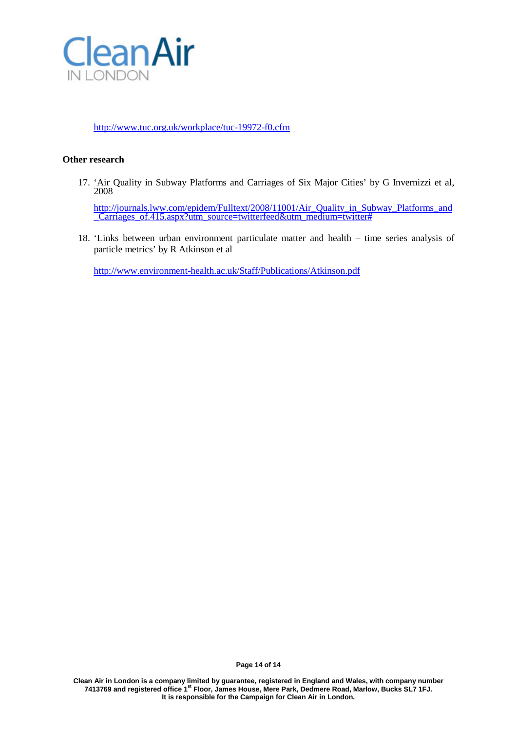http://www.tuc.org.uk/workplace/tuc-19972-f0.cfm

**Other research**

17. 'Air Quality in Subway Platforms and Carriages of Six Major Cities' by G Invernizzi et al, 2008

    http://journals.lww.com/epidem/Fulltext/2008/11001/Air_Quality_in_Subway_Platforms_and_Carriages_of.415.aspx?utm_source=twitterfeed&utm_medium=twitter#

18. 'Links between urban environment particulate matter and health – time series analysis of particle metrics' by R Atkinson et al

    http://www.environment-health.ac.uk/Staff/Publications/Atkinson.pdf